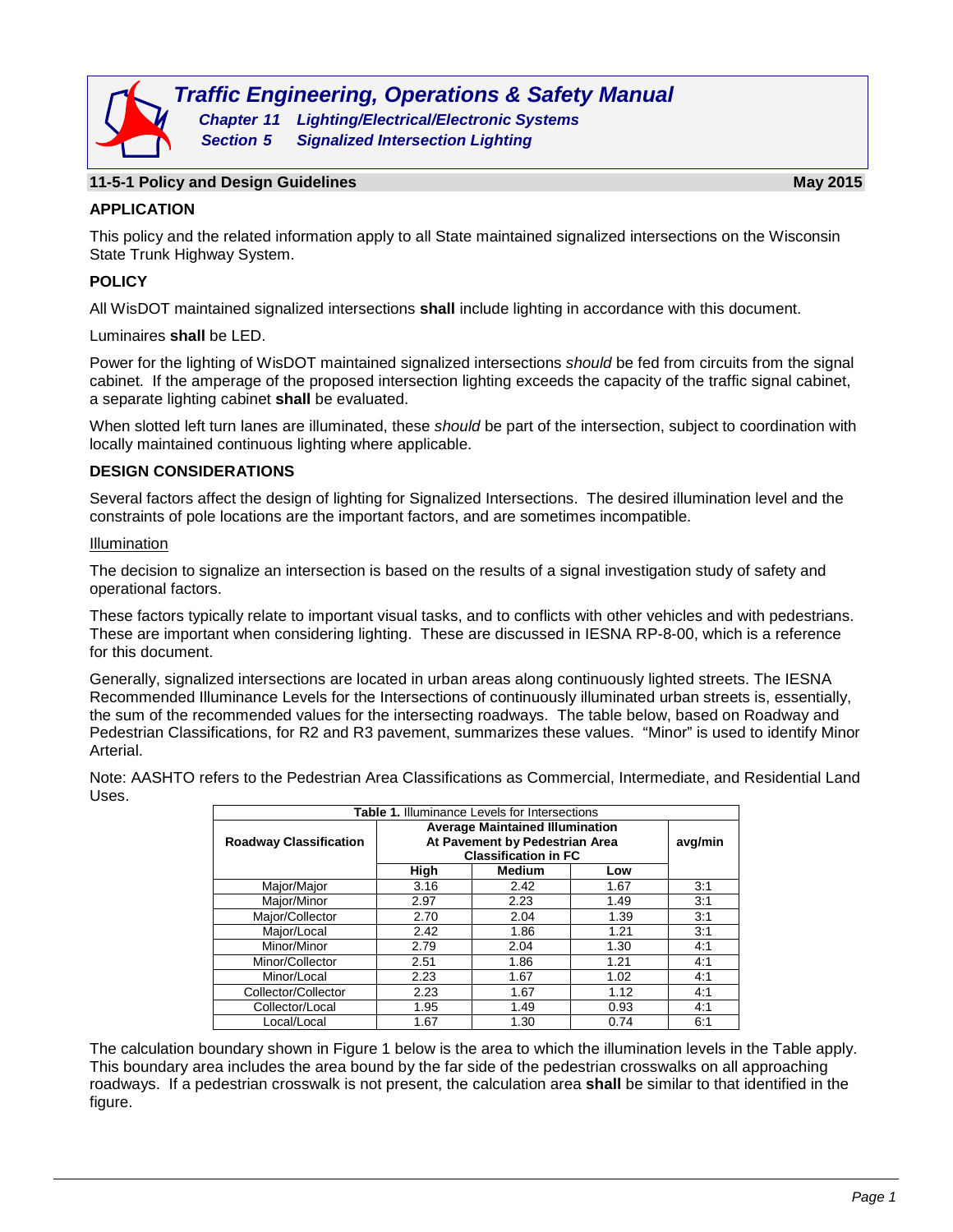# Traffic Engineering, Operations & Safety Manual

**Chapter 11 Lighting/Electrical/Electronic Systems**
**Section 5 Signalized Intersection Lighting**

## 11-5-1 Policy and Design Guidelines

**May 2015**

### APPLICATION

This policy and the related information apply to all State maintained signalized intersections on the Wisconsin State Trunk Highway System.

### POLICY

All WisDOT maintained signalized intersections **shall** include lighting in accordance with this document.

Luminaires **shall** be LED.

Power for the lighting of WisDOT maintained signalized intersections *should* be fed from circuits from the signal cabinet. If the amperage of the proposed intersection lighting exceeds the capacity of the traffic signal cabinet, a separate lighting cabinet **shall** be evaluated.

When slotted left turn lanes are illuminated, these *should* be part of the intersection, subject to coordination with locally maintained continuous lighting where applicable.

### DESIGN CONSIDERATIONS

Several factors affect the design of lighting for Signalized Intersections. The desired illumination level and the constraints of pole locations are the important factors, and are sometimes incompatible.

Illumination

The decision to signalize an intersection is based on the results of a signal investigation study of safety and operational factors.

These factors typically relate to important visual tasks, and to conflicts with other vehicles and with pedestrians. These are important when considering lighting. These are discussed in IESNA RP-8-00, which is a reference for this document.

Generally, signalized intersections are located in urban areas along continuously lighted streets. The IESNA Recommended Illuminance Levels for the Intersections of continuously illuminated urban streets is, essentially, the sum of the recommended values for the intersecting roadways. The table below, based on Roadway and Pedestrian Classifications, for R2 and R3 pavement, summarizes these values. "Minor" is used to identify Minor Arterial.

Note: AASHTO refers to the Pedestrian Area Classifications as Commercial, Intermediate, and Residential Land Uses.

**Table 1.** Illuminance Levels for Intersections

| Roadway Classification | Average Maintained Illumination At Pavement by Pedestrian Area Classification in FC | | | avg/min |
|---|---|---|---|---|
| | High | Medium | Low | |
| Major/Major | 3.16 | 2.42 | 1.67 | 3:1 |
| Major/Minor | 2.97 | 2.23 | 1.49 | 3:1 |
| Major/Collector | 2.70 | 2.04 | 1.39 | 3:1 |
| Major/Local | 2.42 | 1.86 | 1.21 | 3:1 |
| Minor/Minor | 2.79 | 2.04 | 1.30 | 4:1 |
| Minor/Collector | 2.51 | 1.86 | 1.21 | 4:1 |
| Minor/Local | 2.23 | 1.67 | 1.02 | 4:1 |
| Collector/Collector | 2.23 | 1.67 | 1.12 | 4:1 |
| Collector/Local | 1.95 | 1.49 | 0.93 | 4:1 |
| Local/Local | 1.67 | 1.30 | 0.74 | 6:1 |

The calculation boundary shown in Figure 1 below is the area to which the illumination levels in the Table apply. This boundary area includes the area bound by the far side of the pedestrian crosswalks on all approaching roadways. If a pedestrian crosswalk is not present, the calculation area **shall** be similar to that identified in the figure.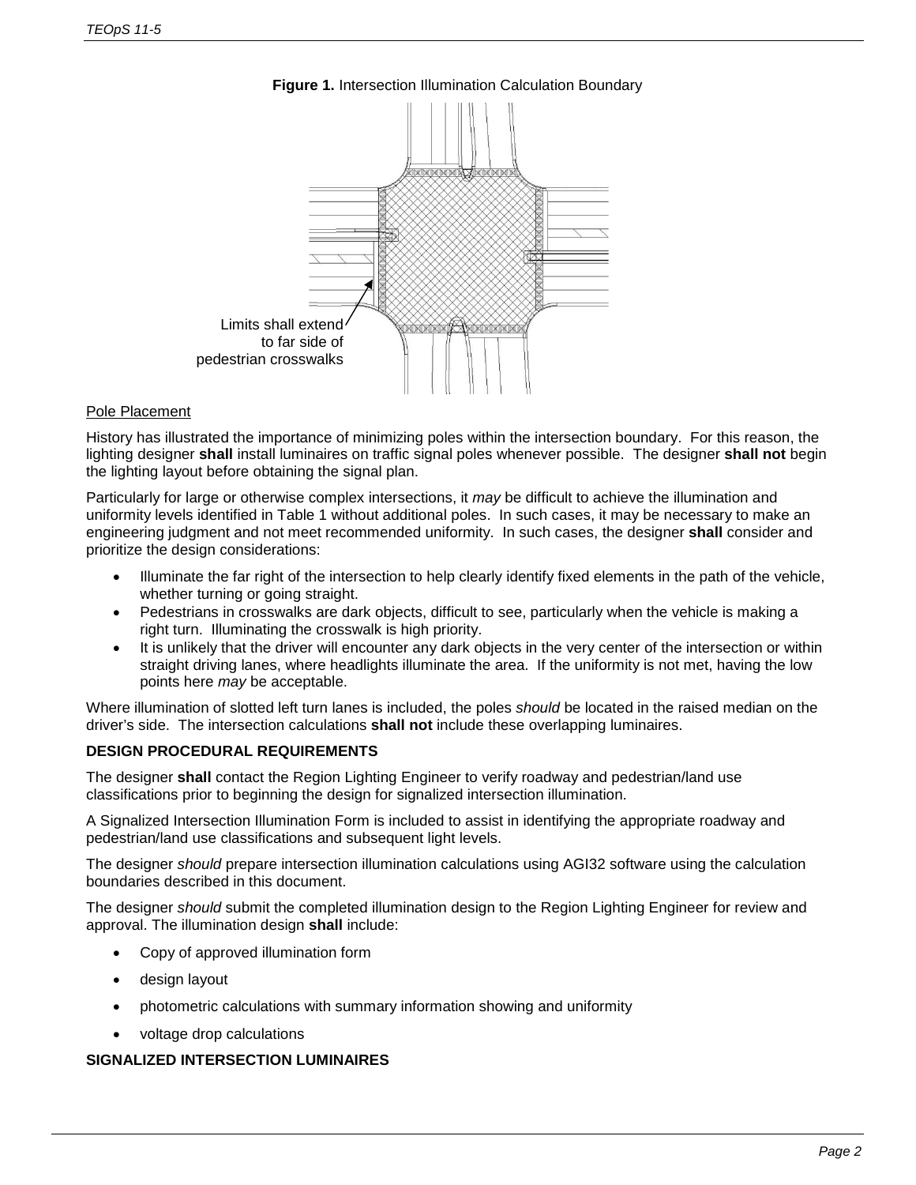**Figure 1.** Intersection Illumination Calculation Boundary

Limits shall extend to far side of pedestrian crosswalks

<u>Pole Placement</u>

History has illustrated the importance of minimizing poles within the intersection boundary. For this reason, the lighting designer **shall** install luminaires on traffic signal poles whenever possible. The designer **shall not** begin the lighting layout before obtaining the signal plan.

Particularly for large or otherwise complex intersections, it *may* be difficult to achieve the illumination and uniformity levels identified in Table 1 without additional poles. In such cases, it may be necessary to make an engineering judgment and not meet recommended uniformity. In such cases, the designer **shall** consider and prioritize the design considerations:

- Illuminate the far right of the intersection to help clearly identify fixed elements in the path of the vehicle, whether turning or going straight.
- Pedestrians in crosswalks are dark objects, difficult to see, particularly when the vehicle is making a right turn. Illuminating the crosswalk is high priority.
- It is unlikely that the driver will encounter any dark objects in the very center of the intersection or within straight driving lanes, where headlights illuminate the area. If the uniformity is not met, having the low points here *may* be acceptable.

Where illumination of slotted left turn lanes is included, the poles *should* be located in the raised median on the driver's side. The intersection calculations **shall not** include these overlapping luminaires.

**DESIGN PROCEDURAL REQUIREMENTS**

The designer **shall** contact the Region Lighting Engineer to verify roadway and pedestrian/land use classifications prior to beginning the design for signalized intersection illumination.

A Signalized Intersection Illumination Form is included to assist in identifying the appropriate roadway and pedestrian/land use classifications and subsequent light levels.

The designer *should* prepare intersection illumination calculations using AGI32 software using the calculation boundaries described in this document.

The designer *should* submit the completed illumination design to the Region Lighting Engineer for review and approval. The illumination design **shall** include:

- Copy of approved illumination form
- design layout
- photometric calculations with summary information showing and uniformity
- voltage drop calculations

**SIGNALIZED INTERSECTION LUMINAIRES**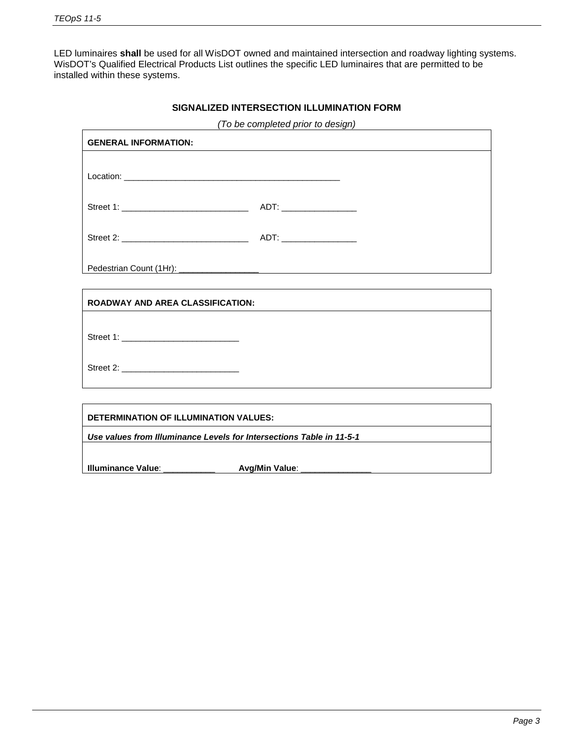LED luminaires **shall** be used for all WisDOT owned and maintained intersection and roadway lighting systems. WisDOT's Qualified Electrical Products List outlines the specific LED luminaires that are permitted to be installed within these systems.

**SIGNALIZED INTERSECTION ILLUMINATION FORM**

*(To be completed prior to design)*

**GENERAL INFORMATION:**

Location: ______________________________________________

Street 1: ___________________________ ADT: ________________

Street 2: ___________________________ ADT: ________________

Pedestrian Count (1Hr): _________________

**ROADWAY AND AREA CLASSIFICATION:**

Street 1: _________________________

Street 2: _________________________

**DETERMINATION OF ILLUMINATION VALUES:**

***Use values from Illuminance Levels for Intersections Table in 11-5-1***

**Illuminance Value**: ___________ **Avg/Min Value**: _______________